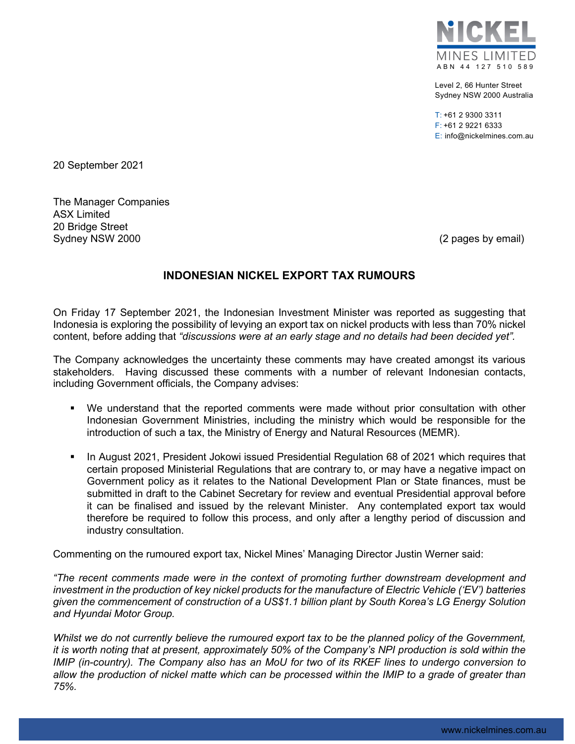**NICKEL MINES LIMITED**
ABN 44 127 510 589

Level 2, 66 Hunter Street
Sydney NSW 2000 Australia

T: +61 2 9300 3311
F: +61 2 9221 6333
E: info@nickelmines.com.au

20 September 2021

The Manager Companies
ASX Limited
20 Bridge Street
Sydney NSW 2000

(2 pages by email)

## INDONESIAN NICKEL EXPORT TAX RUMOURS

On Friday 17 September 2021, the Indonesian Investment Minister was reported as suggesting that Indonesia is exploring the possibility of levying an export tax on nickel products with less than 70% nickel content, before adding that *"discussions were at an early stage and no details had been decided yet".*

The Company acknowledges the uncertainty these comments may have created amongst its various stakeholders. Having discussed these comments with a number of relevant Indonesian contacts, including Government officials, the Company advises:

- We understand that the reported comments were made without prior consultation with other Indonesian Government Ministries, including the ministry which would be responsible for the introduction of such a tax, the Ministry of Energy and Natural Resources (MEMR).
- In August 2021, President Jokowi issued Presidential Regulation 68 of 2021 which requires that certain proposed Ministerial Regulations that are contrary to, or may have a negative impact on Government policy as it relates to the National Development Plan or State finances, must be submitted in draft to the Cabinet Secretary for review and eventual Presidential approval before it can be finalised and issued by the relevant Minister. Any contemplated export tax would therefore be required to follow this process, and only after a lengthy period of discussion and industry consultation.

Commenting on the rumoured export tax, Nickel Mines' Managing Director Justin Werner said:

*"The recent comments made were in the context of promoting further downstream development and investment in the production of key nickel products for the manufacture of Electric Vehicle ('EV') batteries given the commencement of construction of a US$1.1 billion plant by South Korea's LG Energy Solution and Hyundai Motor Group.*

*Whilst we do not currently believe the rumoured export tax to be the planned policy of the Government, it is worth noting that at present, approximately 50% of the Company's NPI production is sold within the IMIP (in-country). The Company also has an MoU for two of its RKEF lines to undergo conversion to allow the production of nickel matte which can be processed within the IMIP to a grade of greater than 75%.*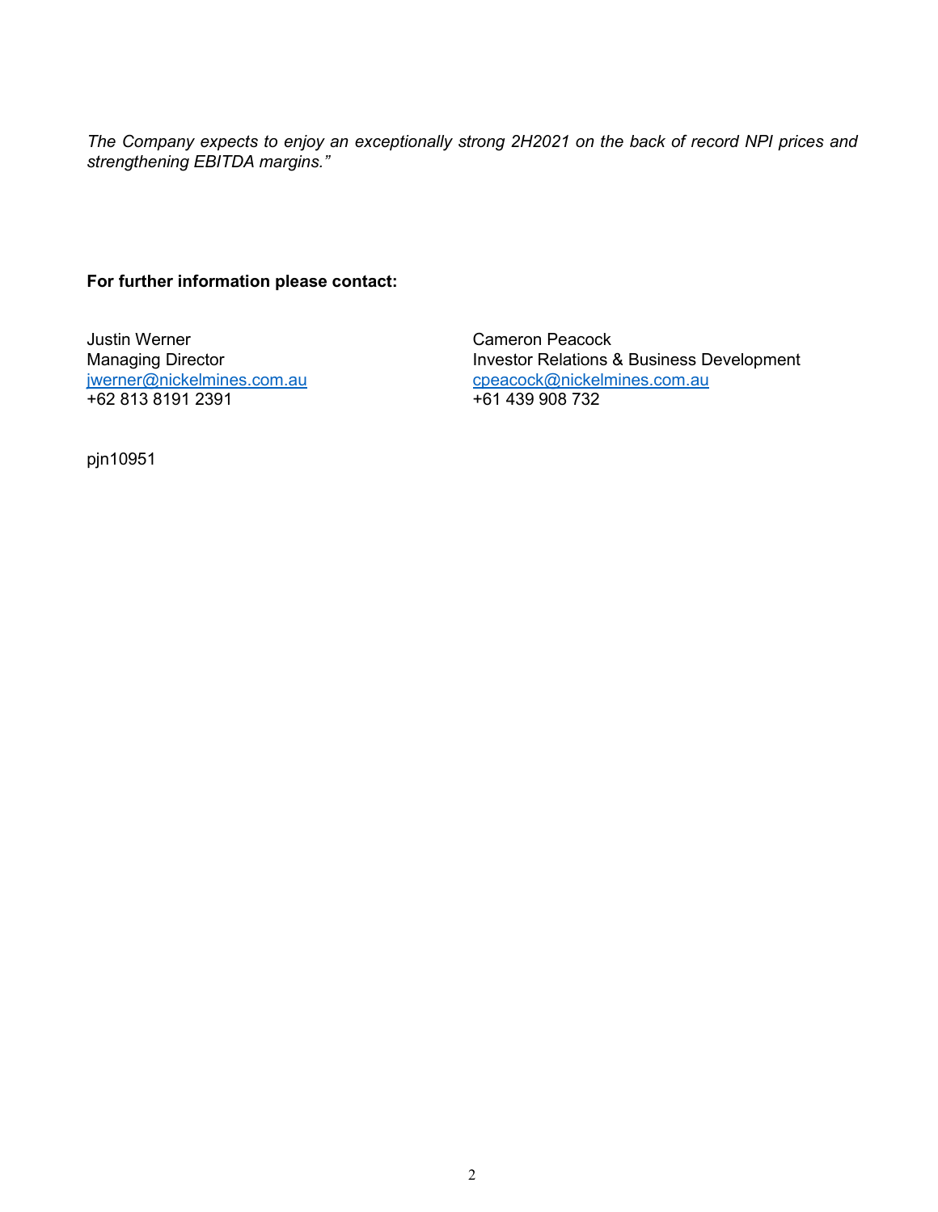*The Company expects to enjoy an exceptionally strong 2H2021 on the back of record NPI prices and strengthening EBITDA margins."*

**For further information please contact:**

Justin Werner
Managing Director
jwerner@nickelmines.com.au
+62 813 8191 2391

Cameron Peacock
Investor Relations & Business Development
cpeacock@nickelmines.com.au
+61 439 908 732

pjn10951